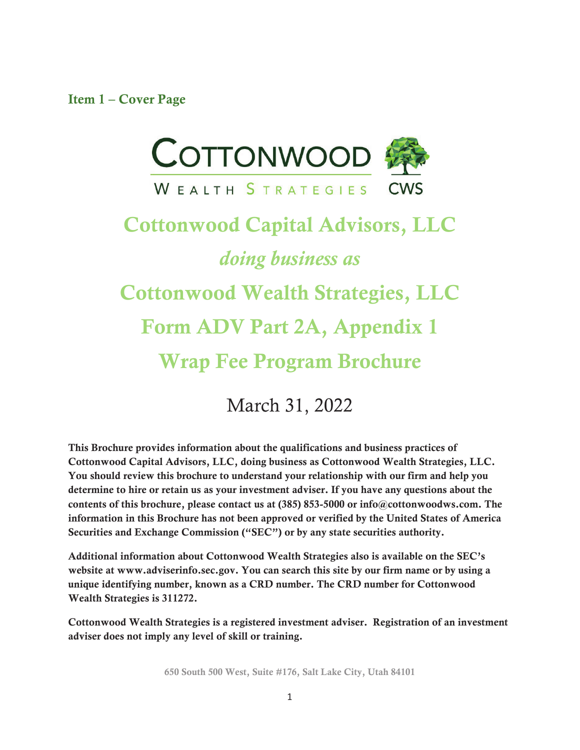## Item 1 – Cover Page

COTTONWOOD WEALTH STRATEGIES CWS

# Cottonwood Capital Advisors, LLC

*doing business as*

# Cottonwood Wealth Strategies, LLC

# Form ADV Part 2A, Appendix 1

# Wrap Fee Program Brochure

March 31, 2022

**This Brochure provides information about the qualifications and business practices of Cottonwood Capital Advisors, LLC, doing business as Cottonwood Wealth Strategies, LLC. You should review this brochure to understand your relationship with our firm and help you determine to hire or retain us as your investment adviser. If you have any questions about the contents of this brochure, please contact us at (385) 853-5000 or info@cottonwoodws.com. The information in this Brochure has not been approved or verified by the United States of America Securities and Exchange Commission ("SEC") or by any state securities authority.**

**Additional information about Cottonwood Wealth Strategies also is available on the SEC's website at www.adviserinfo.sec.gov. You can search this site by our firm name or by using a unique identifying number, known as a CRD number. The CRD number for Cottonwood Wealth Strategies is 311272.**

**Cottonwood Wealth Strategies is a registered investment adviser. Registration of an investment adviser does not imply any level of skill or training.**

650 South 500 West, Suite #176, Salt Lake City, Utah 84101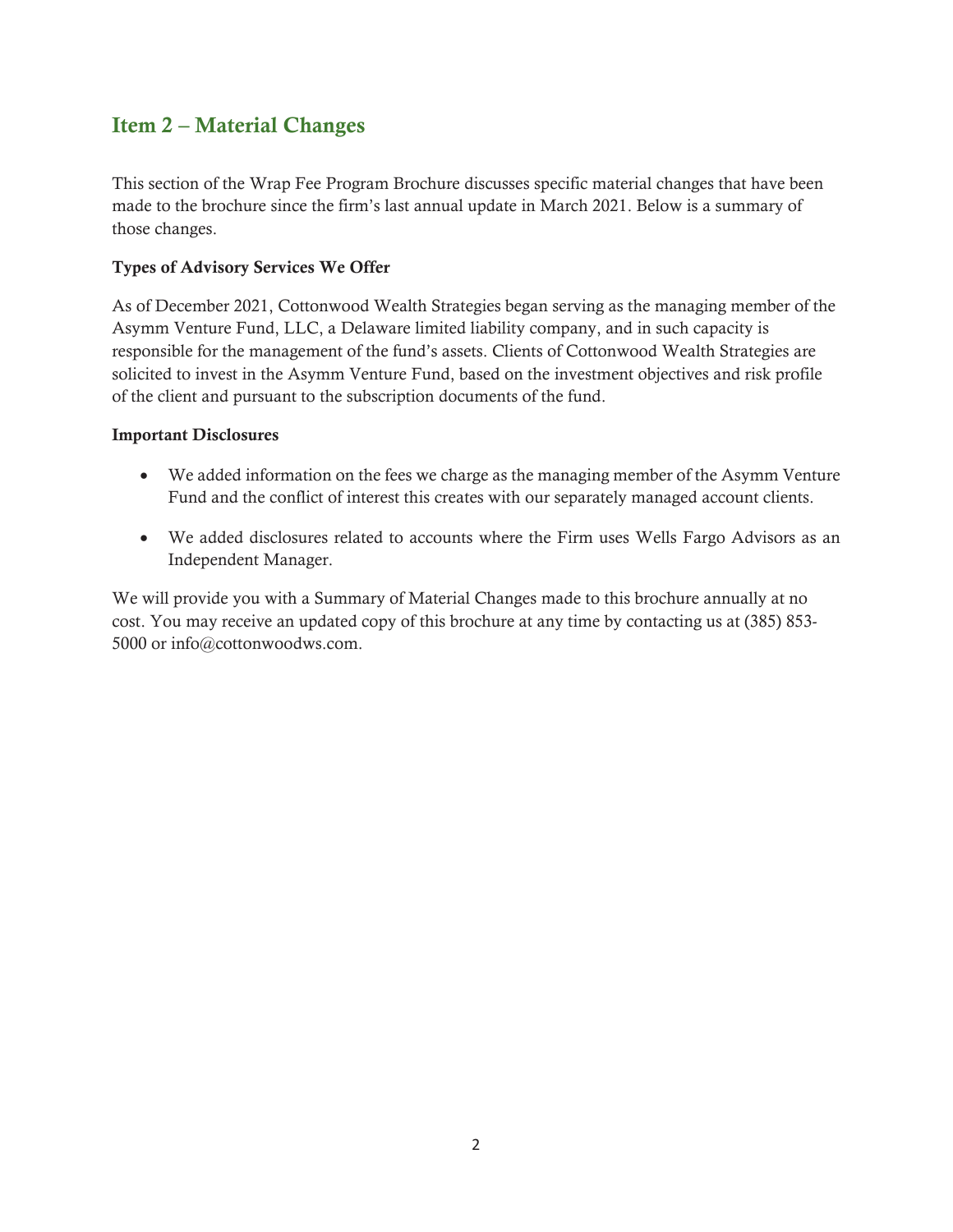## Item 2 – Material Changes

This section of the Wrap Fee Program Brochure discusses specific material changes that have been made to the brochure since the firm's last annual update in March 2021. Below is a summary of those changes.

**Types of Advisory Services We Offer**

As of December 2021, Cottonwood Wealth Strategies began serving as the managing member of the Asymm Venture Fund, LLC, a Delaware limited liability company, and in such capacity is responsible for the management of the fund's assets. Clients of Cottonwood Wealth Strategies are solicited to invest in the Asymm Venture Fund, based on the investment objectives and risk profile of the client and pursuant to the subscription documents of the fund.

**Important Disclosures**

- We added information on the fees we charge as the managing member of the Asymm Venture Fund and the conflict of interest this creates with our separately managed account clients.
- We added disclosures related to accounts where the Firm uses Wells Fargo Advisors as an Independent Manager.

We will provide you with a Summary of Material Changes made to this brochure annually at no cost. You may receive an updated copy of this brochure at any time by contacting us at (385) 853-5000 or info@cottonwoodws.com.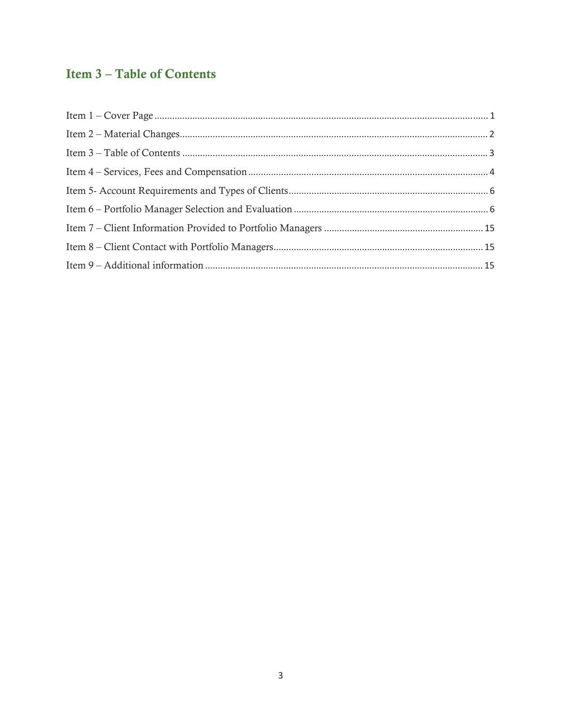## Item 3 – Table of Contents

Item 1 – Cover Page ........................................................................................................................ 1

Item 2 – Material Changes ................................................................................................................ 2

Item 3 – Table of Contents ................................................................................................................ 3

Item 4 – Services, Fees and Compensation ....................................................................................... 4

Item 5- Account Requirements and Types of Clients ......................................................................... 6

Item 6 – Portfolio Manager Selection and Evaluation ........................................................................ 6

Item 7 – Client Information Provided to Portfolio Managers ............................................................ 15

Item 8 – Client Contact with Portfolio Managers .............................................................................. 15

Item 9 – Additional information ....................................................................................................... 15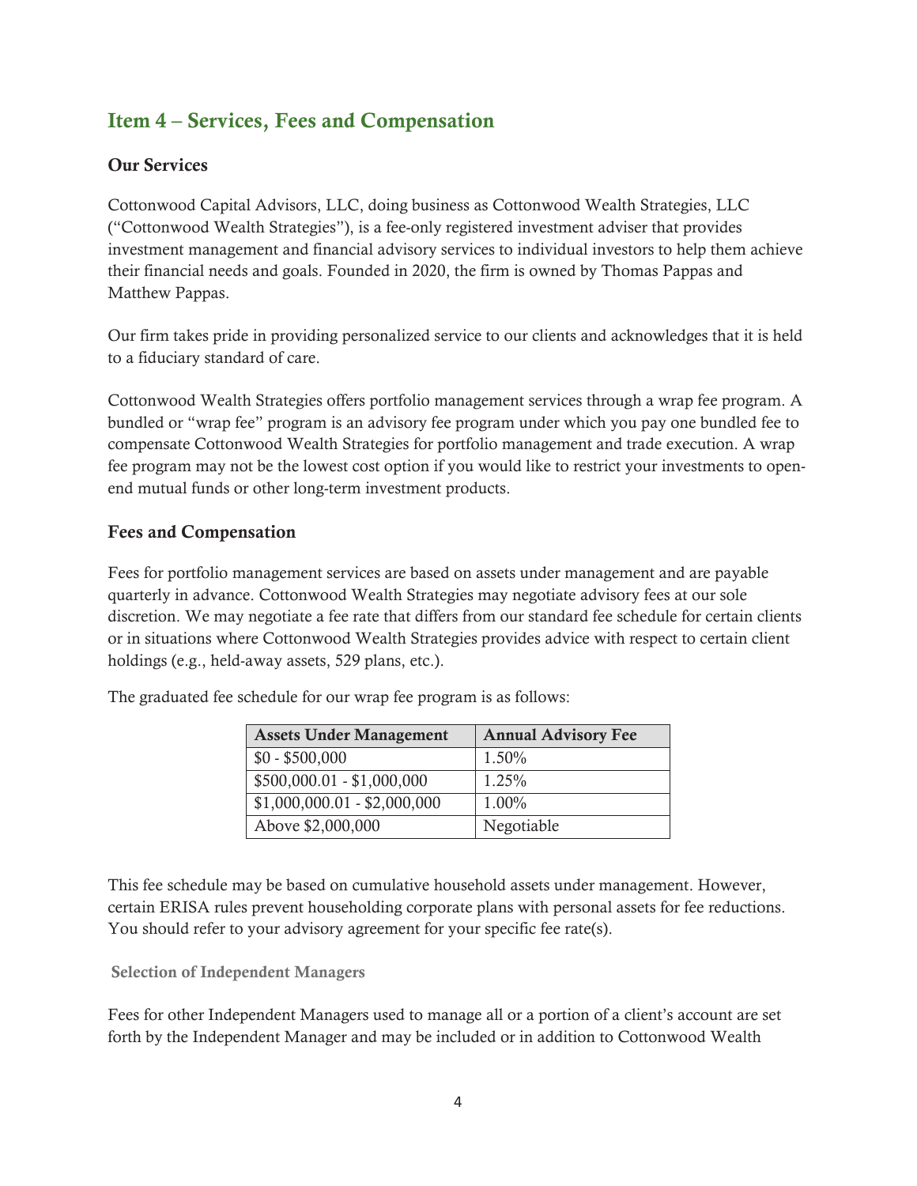## Item 4 – Services, Fees and Compensation

### Our Services

Cottonwood Capital Advisors, LLC, doing business as Cottonwood Wealth Strategies, LLC ("Cottonwood Wealth Strategies"), is a fee-only registered investment adviser that provides investment management and financial advisory services to individual investors to help them achieve their financial needs and goals. Founded in 2020, the firm is owned by Thomas Pappas and Matthew Pappas.

Our firm takes pride in providing personalized service to our clients and acknowledges that it is held to a fiduciary standard of care.

Cottonwood Wealth Strategies offers portfolio management services through a wrap fee program. A bundled or "wrap fee" program is an advisory fee program under which you pay one bundled fee to compensate Cottonwood Wealth Strategies for portfolio management and trade execution. A wrap fee program may not be the lowest cost option if you would like to restrict your investments to open-end mutual funds or other long-term investment products.

### Fees and Compensation

Fees for portfolio management services are based on assets under management and are payable quarterly in advance. Cottonwood Wealth Strategies may negotiate advisory fees at our sole discretion. We may negotiate a fee rate that differs from our standard fee schedule for certain clients or in situations where Cottonwood Wealth Strategies provides advice with respect to certain client holdings (e.g., held-away assets, 529 plans, etc.).

The graduated fee schedule for our wrap fee program is as follows:

| Assets Under Management | Annual Advisory Fee |
| --- | --- |
| $0 - $500,000 | 1.50% |
| $500,000.01 - $1,000,000 | 1.25% |
| $1,000,000.01 - $2,000,000 | 1.00% |
| Above $2,000,000 | Negotiable |

This fee schedule may be based on cumulative household assets under management. However, certain ERISA rules prevent householding corporate plans with personal assets for fee reductions. You should refer to your advisory agreement for your specific fee rate(s).

#### Selection of Independent Managers

Fees for other Independent Managers used to manage all or a portion of a client's account are set forth by the Independent Manager and may be included or in addition to Cottonwood Wealth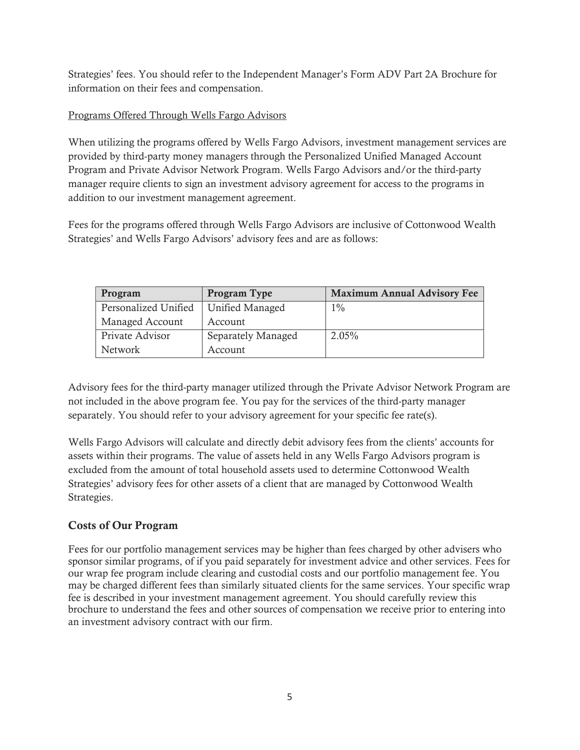Strategies' fees. You should refer to the Independent Manager's Form ADV Part 2A Brochure for information on their fees and compensation.

Programs Offered Through Wells Fargo Advisors

When utilizing the programs offered by Wells Fargo Advisors, investment management services are provided by third-party money managers through the Personalized Unified Managed Account Program and Private Advisor Network Program. Wells Fargo Advisors and/or the third-party manager require clients to sign an investment advisory agreement for access to the programs in addition to our investment management agreement.

Fees for the programs offered through Wells Fargo Advisors are inclusive of Cottonwood Wealth Strategies' and Wells Fargo Advisors' advisory fees and are as follows:

| Program | Program Type | Maximum Annual Advisory Fee |
| --- | --- | --- |
| Personalized Unified Managed Account | Unified Managed Account | 1% |
| Private Advisor Network | Separately Managed Account | 2.05% |

Advisory fees for the third-party manager utilized through the Private Advisor Network Program are not included in the above program fee. You pay for the services of the third-party manager separately. You should refer to your advisory agreement for your specific fee rate(s).

Wells Fargo Advisors will calculate and directly debit advisory fees from the clients' accounts for assets within their programs. The value of assets held in any Wells Fargo Advisors program is excluded from the amount of total household assets used to determine Cottonwood Wealth Strategies' advisory fees for other assets of a client that are managed by Cottonwood Wealth Strategies.

## Costs of Our Program

Fees for our portfolio management services may be higher than fees charged by other advisers who sponsor similar programs, of if you paid separately for investment advice and other services. Fees for our wrap fee program include clearing and custodial costs and our portfolio management fee. You may be charged different fees than similarly situated clients for the same services. Your specific wrap fee is described in your investment management agreement. You should carefully review this brochure to understand the fees and other sources of compensation we receive prior to entering into an investment advisory contract with our firm.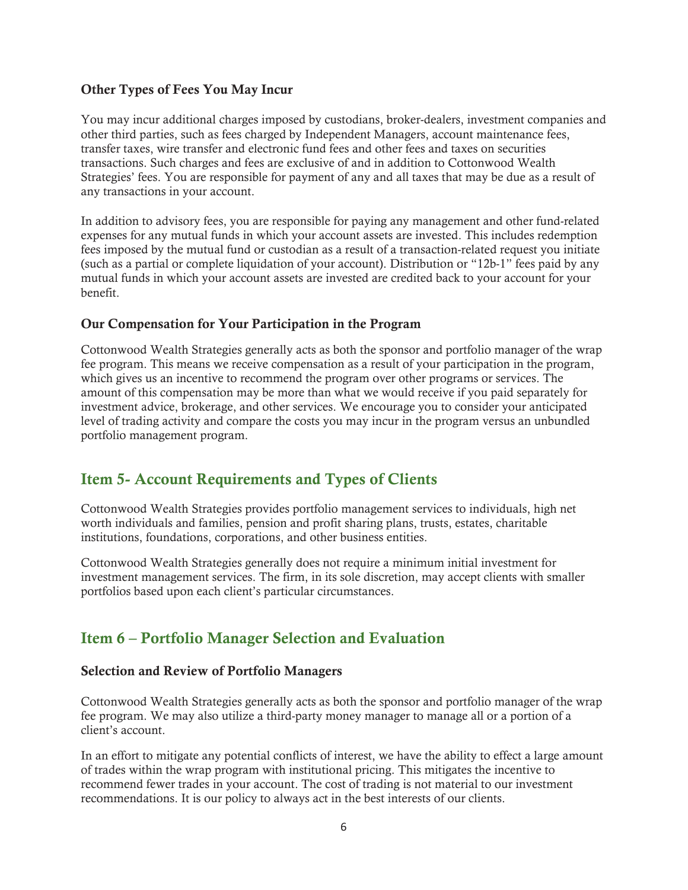### Other Types of Fees You May Incur

You may incur additional charges imposed by custodians, broker-dealers, investment companies and other third parties, such as fees charged by Independent Managers, account maintenance fees, transfer taxes, wire transfer and electronic fund fees and other fees and taxes on securities transactions. Such charges and fees are exclusive of and in addition to Cottonwood Wealth Strategies' fees. You are responsible for payment of any and all taxes that may be due as a result of any transactions in your account.

In addition to advisory fees, you are responsible for paying any management and other fund-related expenses for any mutual funds in which your account assets are invested. This includes redemption fees imposed by the mutual fund or custodian as a result of a transaction-related request you initiate (such as a partial or complete liquidation of your account). Distribution or "12b-1" fees paid by any mutual funds in which your account assets are invested are credited back to your account for your benefit.

### Our Compensation for Your Participation in the Program

Cottonwood Wealth Strategies generally acts as both the sponsor and portfolio manager of the wrap fee program. This means we receive compensation as a result of your participation in the program, which gives us an incentive to recommend the program over other programs or services. The amount of this compensation may be more than what we would receive if you paid separately for investment advice, brokerage, and other services. We encourage you to consider your anticipated level of trading activity and compare the costs you may incur in the program versus an unbundled portfolio management program.

## Item 5- Account Requirements and Types of Clients

Cottonwood Wealth Strategies provides portfolio management services to individuals, high net worth individuals and families, pension and profit sharing plans, trusts, estates, charitable institutions, foundations, corporations, and other business entities.

Cottonwood Wealth Strategies generally does not require a minimum initial investment for investment management services. The firm, in its sole discretion, may accept clients with smaller portfolios based upon each client's particular circumstances.

## Item 6 – Portfolio Manager Selection and Evaluation

### Selection and Review of Portfolio Managers

Cottonwood Wealth Strategies generally acts as both the sponsor and portfolio manager of the wrap fee program. We may also utilize a third-party money manager to manage all or a portion of a client's account.

In an effort to mitigate any potential conflicts of interest, we have the ability to effect a large amount of trades within the wrap program with institutional pricing. This mitigates the incentive to recommend fewer trades in your account. The cost of trading is not material to our investment recommendations. It is our policy to always act in the best interests of our clients.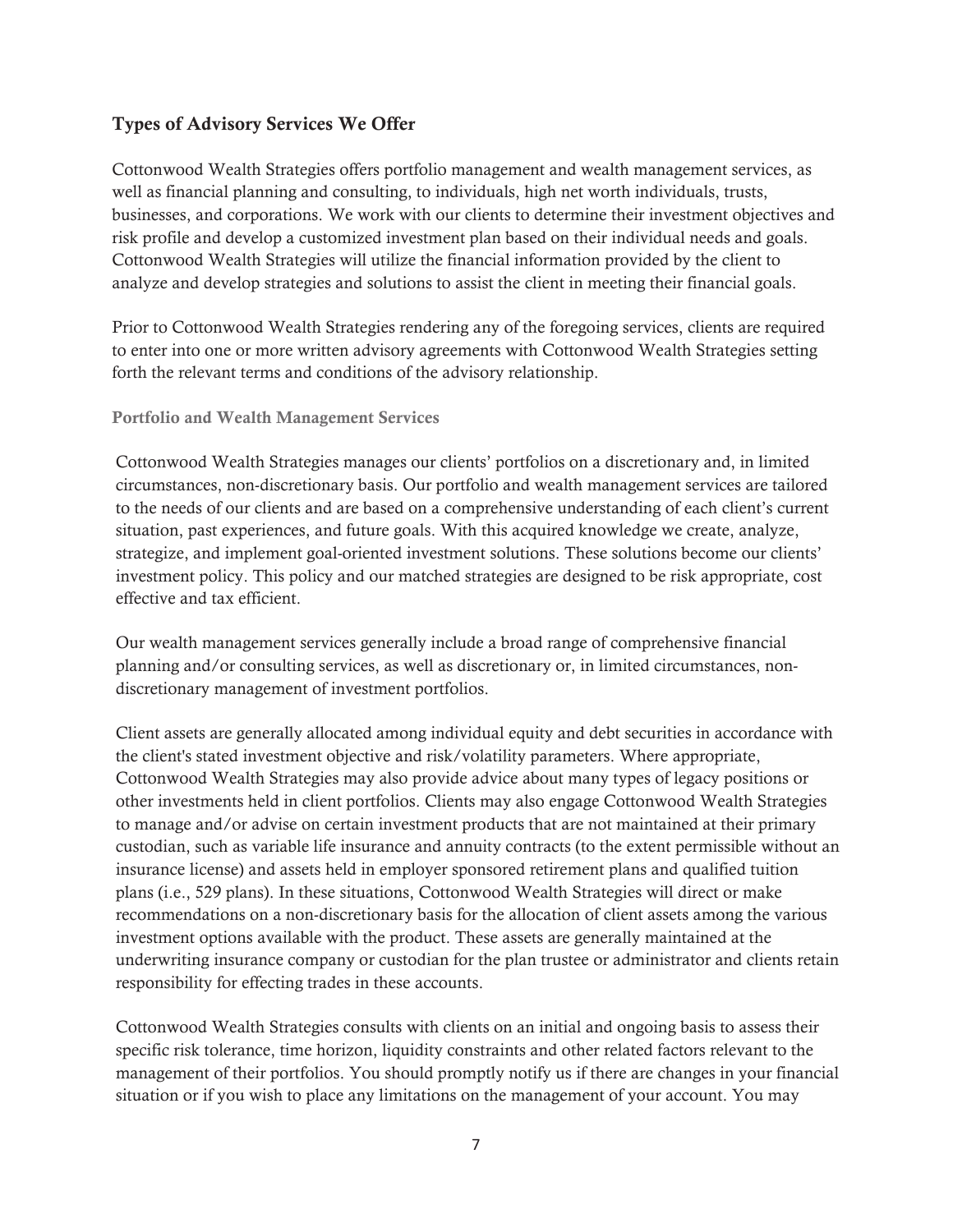## Types of Advisory Services We Offer

Cottonwood Wealth Strategies offers portfolio management and wealth management services, as well as financial planning and consulting, to individuals, high net worth individuals, trusts, businesses, and corporations. We work with our clients to determine their investment objectives and risk profile and develop a customized investment plan based on their individual needs and goals. Cottonwood Wealth Strategies will utilize the financial information provided by the client to analyze and develop strategies and solutions to assist the client in meeting their financial goals.

Prior to Cottonwood Wealth Strategies rendering any of the foregoing services, clients are required to enter into one or more written advisory agreements with Cottonwood Wealth Strategies setting forth the relevant terms and conditions of the advisory relationship.

### Portfolio and Wealth Management Services

Cottonwood Wealth Strategies manages our clients' portfolios on a discretionary and, in limited circumstances, non-discretionary basis. Our portfolio and wealth management services are tailored to the needs of our clients and are based on a comprehensive understanding of each client's current situation, past experiences, and future goals. With this acquired knowledge we create, analyze, strategize, and implement goal-oriented investment solutions. These solutions become our clients' investment policy. This policy and our matched strategies are designed to be risk appropriate, cost effective and tax efficient.

Our wealth management services generally include a broad range of comprehensive financial planning and/or consulting services, as well as discretionary or, in limited circumstances, non-discretionary management of investment portfolios.

Client assets are generally allocated among individual equity and debt securities in accordance with the client's stated investment objective and risk/volatility parameters. Where appropriate, Cottonwood Wealth Strategies may also provide advice about many types of legacy positions or other investments held in client portfolios. Clients may also engage Cottonwood Wealth Strategies to manage and/or advise on certain investment products that are not maintained at their primary custodian, such as variable life insurance and annuity contracts (to the extent permissible without an insurance license) and assets held in employer sponsored retirement plans and qualified tuition plans (i.e., 529 plans). In these situations, Cottonwood Wealth Strategies will direct or make recommendations on a non-discretionary basis for the allocation of client assets among the various investment options available with the product. These assets are generally maintained at the underwriting insurance company or custodian for the plan trustee or administrator and clients retain responsibility for effecting trades in these accounts.

Cottonwood Wealth Strategies consults with clients on an initial and ongoing basis to assess their specific risk tolerance, time horizon, liquidity constraints and other related factors relevant to the management of their portfolios. You should promptly notify us if there are changes in your financial situation or if you wish to place any limitations on the management of your account. You may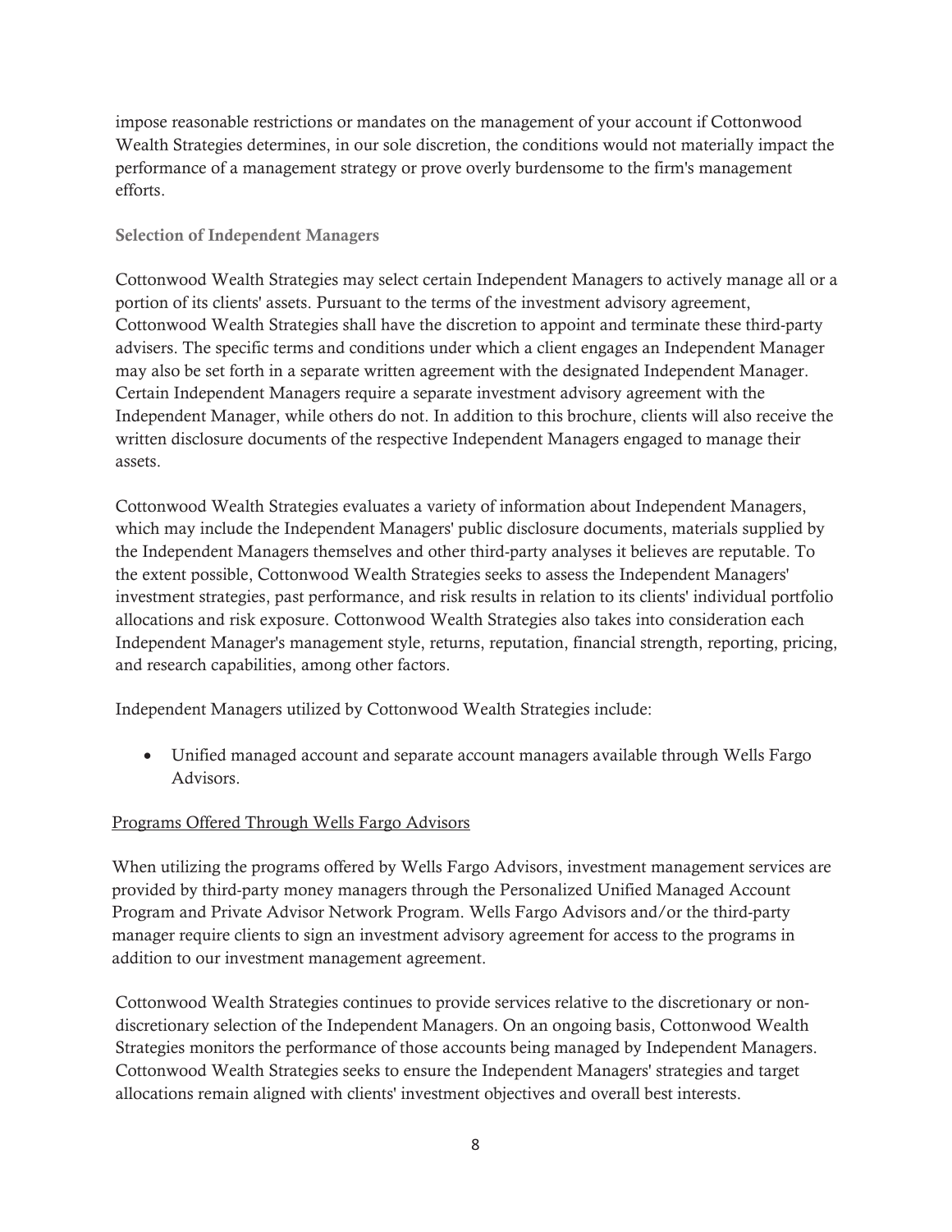impose reasonable restrictions or mandates on the management of your account if Cottonwood Wealth Strategies determines, in our sole discretion, the conditions would not materially impact the performance of a management strategy or prove overly burdensome to the firm's management efforts.

### Selection of Independent Managers

Cottonwood Wealth Strategies may select certain Independent Managers to actively manage all or a portion of its clients' assets. Pursuant to the terms of the investment advisory agreement, Cottonwood Wealth Strategies shall have the discretion to appoint and terminate these third-party advisers. The specific terms and conditions under which a client engages an Independent Manager may also be set forth in a separate written agreement with the designated Independent Manager. Certain Independent Managers require a separate investment advisory agreement with the Independent Manager, while others do not. In addition to this brochure, clients will also receive the written disclosure documents of the respective Independent Managers engaged to manage their assets.

Cottonwood Wealth Strategies evaluates a variety of information about Independent Managers, which may include the Independent Managers' public disclosure documents, materials supplied by the Independent Managers themselves and other third-party analyses it believes are reputable. To the extent possible, Cottonwood Wealth Strategies seeks to assess the Independent Managers' investment strategies, past performance, and risk results in relation to its clients' individual portfolio allocations and risk exposure. Cottonwood Wealth Strategies also takes into consideration each Independent Manager's management style, returns, reputation, financial strength, reporting, pricing, and research capabilities, among other factors.

Independent Managers utilized by Cottonwood Wealth Strategies include:

- Unified managed account and separate account managers available through Wells Fargo Advisors.

#### Programs Offered Through Wells Fargo Advisors

When utilizing the programs offered by Wells Fargo Advisors, investment management services are provided by third-party money managers through the Personalized Unified Managed Account Program and Private Advisor Network Program. Wells Fargo Advisors and/or the third-party manager require clients to sign an investment advisory agreement for access to the programs in addition to our investment management agreement.

Cottonwood Wealth Strategies continues to provide services relative to the discretionary or non-discretionary selection of the Independent Managers. On an ongoing basis, Cottonwood Wealth Strategies monitors the performance of those accounts being managed by Independent Managers. Cottonwood Wealth Strategies seeks to ensure the Independent Managers' strategies and target allocations remain aligned with clients' investment objectives and overall best interests.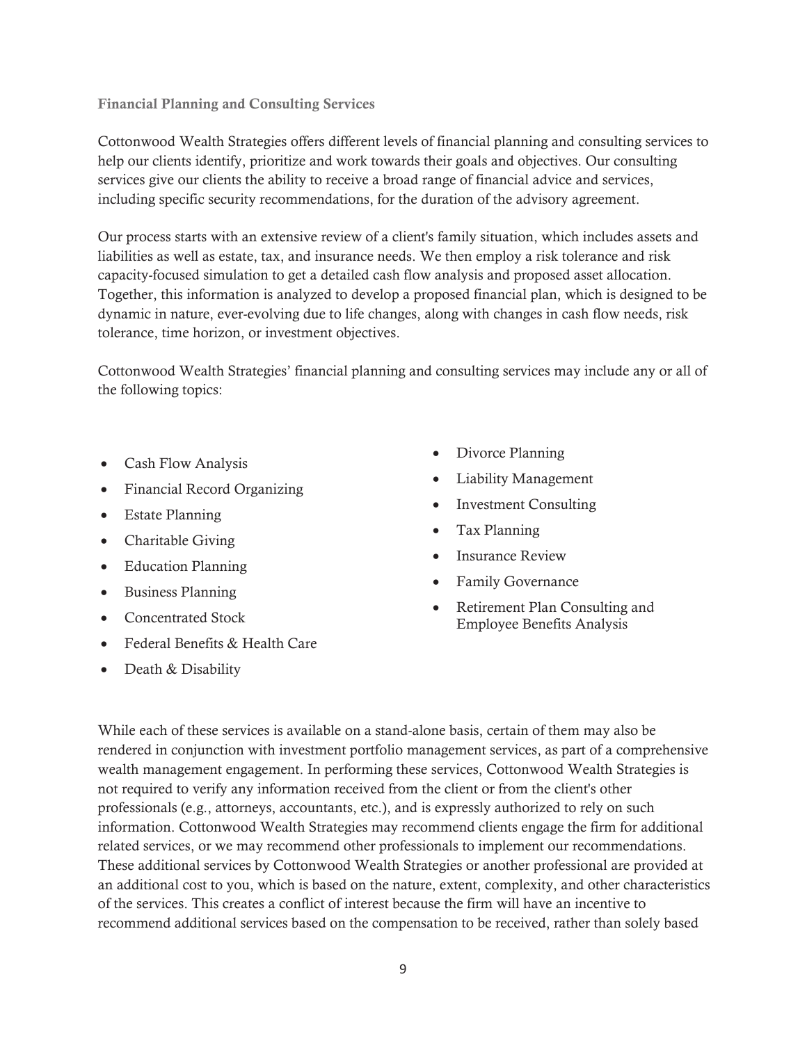### Financial Planning and Consulting Services

Cottonwood Wealth Strategies offers different levels of financial planning and consulting services to help our clients identify, prioritize and work towards their goals and objectives. Our consulting services give our clients the ability to receive a broad range of financial advice and services, including specific security recommendations, for the duration of the advisory agreement.

Our process starts with an extensive review of a client's family situation, which includes assets and liabilities as well as estate, tax, and insurance needs. We then employ a risk tolerance and risk capacity-focused simulation to get a detailed cash flow analysis and proposed asset allocation. Together, this information is analyzed to develop a proposed financial plan, which is designed to be dynamic in nature, ever-evolving due to life changes, along with changes in cash flow needs, risk tolerance, time horizon, or investment objectives.

Cottonwood Wealth Strategies' financial planning and consulting services may include any or all of the following topics:

- Cash Flow Analysis
- Financial Record Organizing
- Estate Planning
- Charitable Giving
- Education Planning
- Business Planning
- Concentrated Stock
- Federal Benefits & Health Care
- Death & Disability
- Divorce Planning
- Liability Management
- Investment Consulting
- Tax Planning
- Insurance Review
- Family Governance
- Retirement Plan Consulting and Employee Benefits Analysis

While each of these services is available on a stand-alone basis, certain of them may also be rendered in conjunction with investment portfolio management services, as part of a comprehensive wealth management engagement. In performing these services, Cottonwood Wealth Strategies is not required to verify any information received from the client or from the client's other professionals (e.g., attorneys, accountants, etc.), and is expressly authorized to rely on such information. Cottonwood Wealth Strategies may recommend clients engage the firm for additional related services, or we may recommend other professionals to implement our recommendations. These additional services by Cottonwood Wealth Strategies or another professional are provided at an additional cost to you, which is based on the nature, extent, complexity, and other characteristics of the services. This creates a conflict of interest because the firm will have an incentive to recommend additional services based on the compensation to be received, rather than solely based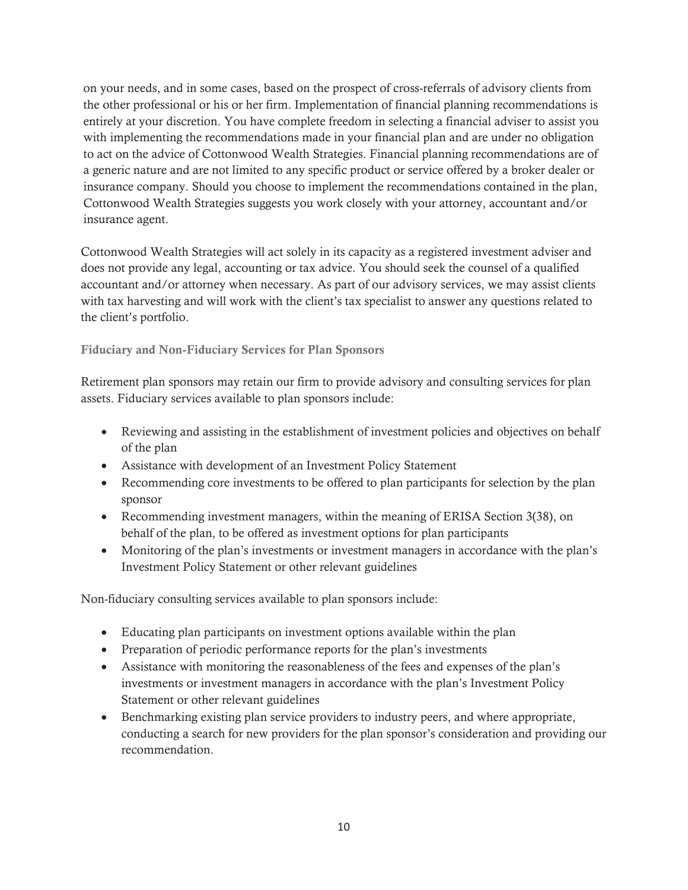on your needs, and in some cases, based on the prospect of cross-referrals of advisory clients from the other professional or his or her firm. Implementation of financial planning recommendations is entirely at your discretion. You have complete freedom in selecting a financial adviser to assist you with implementing the recommendations made in your financial plan and are under no obligation to act on the advice of Cottonwood Wealth Strategies. Financial planning recommendations are of a generic nature and are not limited to any specific product or service offered by a broker dealer or insurance company. Should you choose to implement the recommendations contained in the plan, Cottonwood Wealth Strategies suggests you work closely with your attorney, accountant and/or insurance agent.

Cottonwood Wealth Strategies will act solely in its capacity as a registered investment adviser and does not provide any legal, accounting or tax advice. You should seek the counsel of a qualified accountant and/or attorney when necessary. As part of our advisory services, we may assist clients with tax harvesting and will work with the client's tax specialist to answer any questions related to the client's portfolio.

### Fiduciary and Non-Fiduciary Services for Plan Sponsors

Retirement plan sponsors may retain our firm to provide advisory and consulting services for plan assets. Fiduciary services available to plan sponsors include:

- Reviewing and assisting in the establishment of investment policies and objectives on behalf of the plan
- Assistance with development of an Investment Policy Statement
- Recommending core investments to be offered to plan participants for selection by the plan sponsor
- Recommending investment managers, within the meaning of ERISA Section 3(38), on behalf of the plan, to be offered as investment options for plan participants
- Monitoring of the plan's investments or investment managers in accordance with the plan's Investment Policy Statement or other relevant guidelines

Non-fiduciary consulting services available to plan sponsors include:

- Educating plan participants on investment options available within the plan
- Preparation of periodic performance reports for the plan's investments
- Assistance with monitoring the reasonableness of the fees and expenses of the plan's investments or investment managers in accordance with the plan's Investment Policy Statement or other relevant guidelines
- Benchmarking existing plan service providers to industry peers, and where appropriate, conducting a search for new providers for the plan sponsor's consideration and providing our recommendation.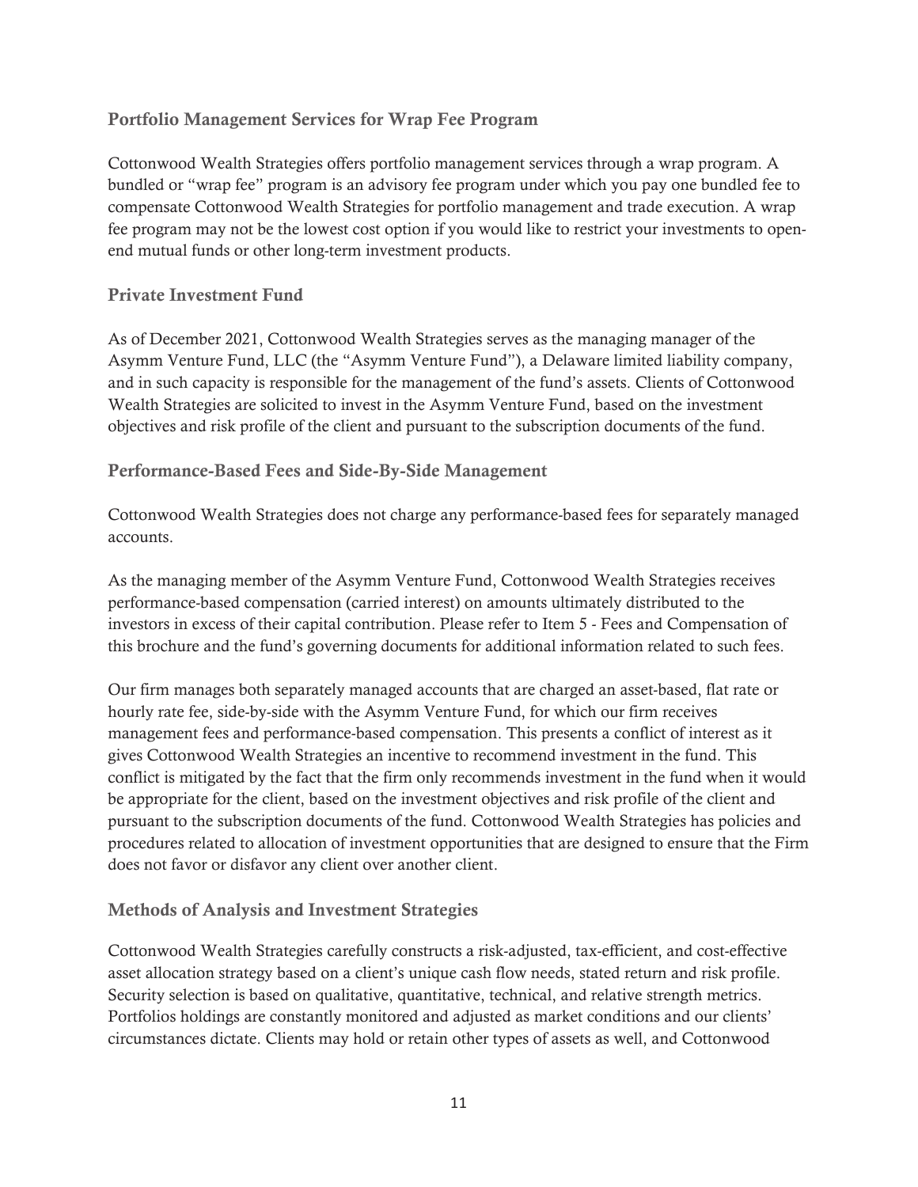### Portfolio Management Services for Wrap Fee Program

Cottonwood Wealth Strategies offers portfolio management services through a wrap program. A bundled or "wrap fee" program is an advisory fee program under which you pay one bundled fee to compensate Cottonwood Wealth Strategies for portfolio management and trade execution. A wrap fee program may not be the lowest cost option if you would like to restrict your investments to open-end mutual funds or other long-term investment products.

### Private Investment Fund

As of December 2021, Cottonwood Wealth Strategies serves as the managing manager of the Asymm Venture Fund, LLC (the "Asymm Venture Fund"), a Delaware limited liability company, and in such capacity is responsible for the management of the fund's assets. Clients of Cottonwood Wealth Strategies are solicited to invest in the Asymm Venture Fund, based on the investment objectives and risk profile of the client and pursuant to the subscription documents of the fund.

### Performance-Based Fees and Side-By-Side Management

Cottonwood Wealth Strategies does not charge any performance-based fees for separately managed accounts.

As the managing member of the Asymm Venture Fund, Cottonwood Wealth Strategies receives performance-based compensation (carried interest) on amounts ultimately distributed to the investors in excess of their capital contribution. Please refer to Item 5 - Fees and Compensation of this brochure and the fund's governing documents for additional information related to such fees.

Our firm manages both separately managed accounts that are charged an asset-based, flat rate or hourly rate fee, side-by-side with the Asymm Venture Fund, for which our firm receives management fees and performance-based compensation. This presents a conflict of interest as it gives Cottonwood Wealth Strategies an incentive to recommend investment in the fund. This conflict is mitigated by the fact that the firm only recommends investment in the fund when it would be appropriate for the client, based on the investment objectives and risk profile of the client and pursuant to the subscription documents of the fund. Cottonwood Wealth Strategies has policies and procedures related to allocation of investment opportunities that are designed to ensure that the Firm does not favor or disfavor any client over another client.

### Methods of Analysis and Investment Strategies

Cottonwood Wealth Strategies carefully constructs a risk-adjusted, tax-efficient, and cost-effective asset allocation strategy based on a client's unique cash flow needs, stated return and risk profile. Security selection is based on qualitative, quantitative, technical, and relative strength metrics. Portfolios holdings are constantly monitored and adjusted as market conditions and our clients' circumstances dictate. Clients may hold or retain other types of assets as well, and Cottonwood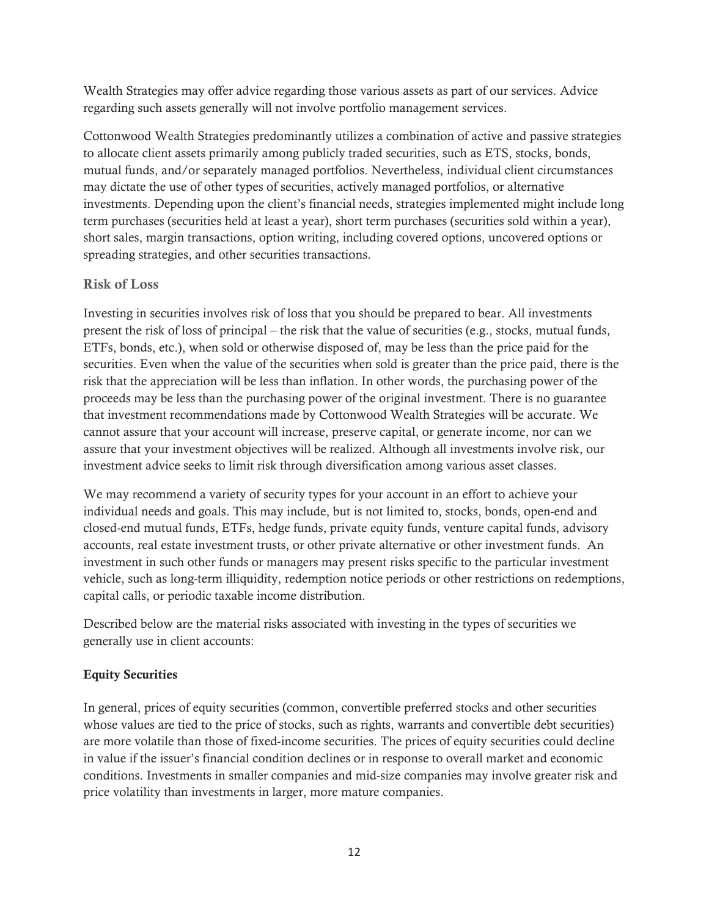Wealth Strategies may offer advice regarding those various assets as part of our services. Advice regarding such assets generally will not involve portfolio management services.

Cottonwood Wealth Strategies predominantly utilizes a combination of active and passive strategies to allocate client assets primarily among publicly traded securities, such as ETS, stocks, bonds, mutual funds, and/or separately managed portfolios. Nevertheless, individual client circumstances may dictate the use of other types of securities, actively managed portfolios, or alternative investments. Depending upon the client's financial needs, strategies implemented might include long term purchases (securities held at least a year), short term purchases (securities sold within a year), short sales, margin transactions, option writing, including covered options, uncovered options or spreading strategies, and other securities transactions.

## Risk of Loss

Investing in securities involves risk of loss that you should be prepared to bear. All investments present the risk of loss of principal – the risk that the value of securities (e.g., stocks, mutual funds, ETFs, bonds, etc.), when sold or otherwise disposed of, may be less than the price paid for the securities. Even when the value of the securities when sold is greater than the price paid, there is the risk that the appreciation will be less than inflation. In other words, the purchasing power of the proceeds may be less than the purchasing power of the original investment. There is no guarantee that investment recommendations made by Cottonwood Wealth Strategies will be accurate. We cannot assure that your account will increase, preserve capital, or generate income, nor can we assure that your investment objectives will be realized. Although all investments involve risk, our investment advice seeks to limit risk through diversification among various asset classes.

We may recommend a variety of security types for your account in an effort to achieve your individual needs and goals. This may include, but is not limited to, stocks, bonds, open-end and closed-end mutual funds, ETFs, hedge funds, private equity funds, venture capital funds, advisory accounts, real estate investment trusts, or other private alternative or other investment funds. An investment in such other funds or managers may present risks specific to the particular investment vehicle, such as long-term illiquidity, redemption notice periods or other restrictions on redemptions, capital calls, or periodic taxable income distribution.

Described below are the material risks associated with investing in the types of securities we generally use in client accounts:

**Equity Securities**

In general, prices of equity securities (common, convertible preferred stocks and other securities whose values are tied to the price of stocks, such as rights, warrants and convertible debt securities) are more volatile than those of fixed-income securities. The prices of equity securities could decline in value if the issuer's financial condition declines or in response to overall market and economic conditions. Investments in smaller companies and mid-size companies may involve greater risk and price volatility than investments in larger, more mature companies.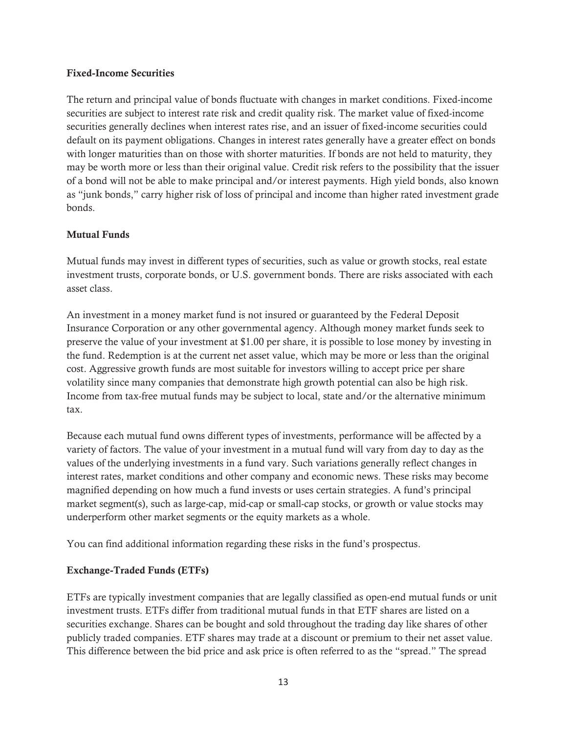**Fixed-Income Securities**

The return and principal value of bonds fluctuate with changes in market conditions. Fixed-income securities are subject to interest rate risk and credit quality risk. The market value of fixed-income securities generally declines when interest rates rise, and an issuer of fixed-income securities could default on its payment obligations. Changes in interest rates generally have a greater effect on bonds with longer maturities than on those with shorter maturities. If bonds are not held to maturity, they may be worth more or less than their original value. Credit risk refers to the possibility that the issuer of a bond will not be able to make principal and/or interest payments. High yield bonds, also known as "junk bonds," carry higher risk of loss of principal and income than higher rated investment grade bonds.

**Mutual Funds**

Mutual funds may invest in different types of securities, such as value or growth stocks, real estate investment trusts, corporate bonds, or U.S. government bonds. There are risks associated with each asset class.

An investment in a money market fund is not insured or guaranteed by the Federal Deposit Insurance Corporation or any other governmental agency. Although money market funds seek to preserve the value of your investment at $1.00 per share, it is possible to lose money by investing in the fund. Redemption is at the current net asset value, which may be more or less than the original cost. Aggressive growth funds are most suitable for investors willing to accept price per share volatility since many companies that demonstrate high growth potential can also be high risk. Income from tax-free mutual funds may be subject to local, state and/or the alternative minimum tax.

Because each mutual fund owns different types of investments, performance will be affected by a variety of factors. The value of your investment in a mutual fund will vary from day to day as the values of the underlying investments in a fund vary. Such variations generally reflect changes in interest rates, market conditions and other company and economic news. These risks may become magnified depending on how much a fund invests or uses certain strategies. A fund's principal market segment(s), such as large-cap, mid-cap or small-cap stocks, or growth or value stocks may underperform other market segments or the equity markets as a whole.

You can find additional information regarding these risks in the fund's prospectus.

**Exchange-Traded Funds (ETFs)**

ETFs are typically investment companies that are legally classified as open-end mutual funds or unit investment trusts. ETFs differ from traditional mutual funds in that ETF shares are listed on a securities exchange. Shares can be bought and sold throughout the trading day like shares of other publicly traded companies. ETF shares may trade at a discount or premium to their net asset value. This difference between the bid price and ask price is often referred to as the "spread." The spread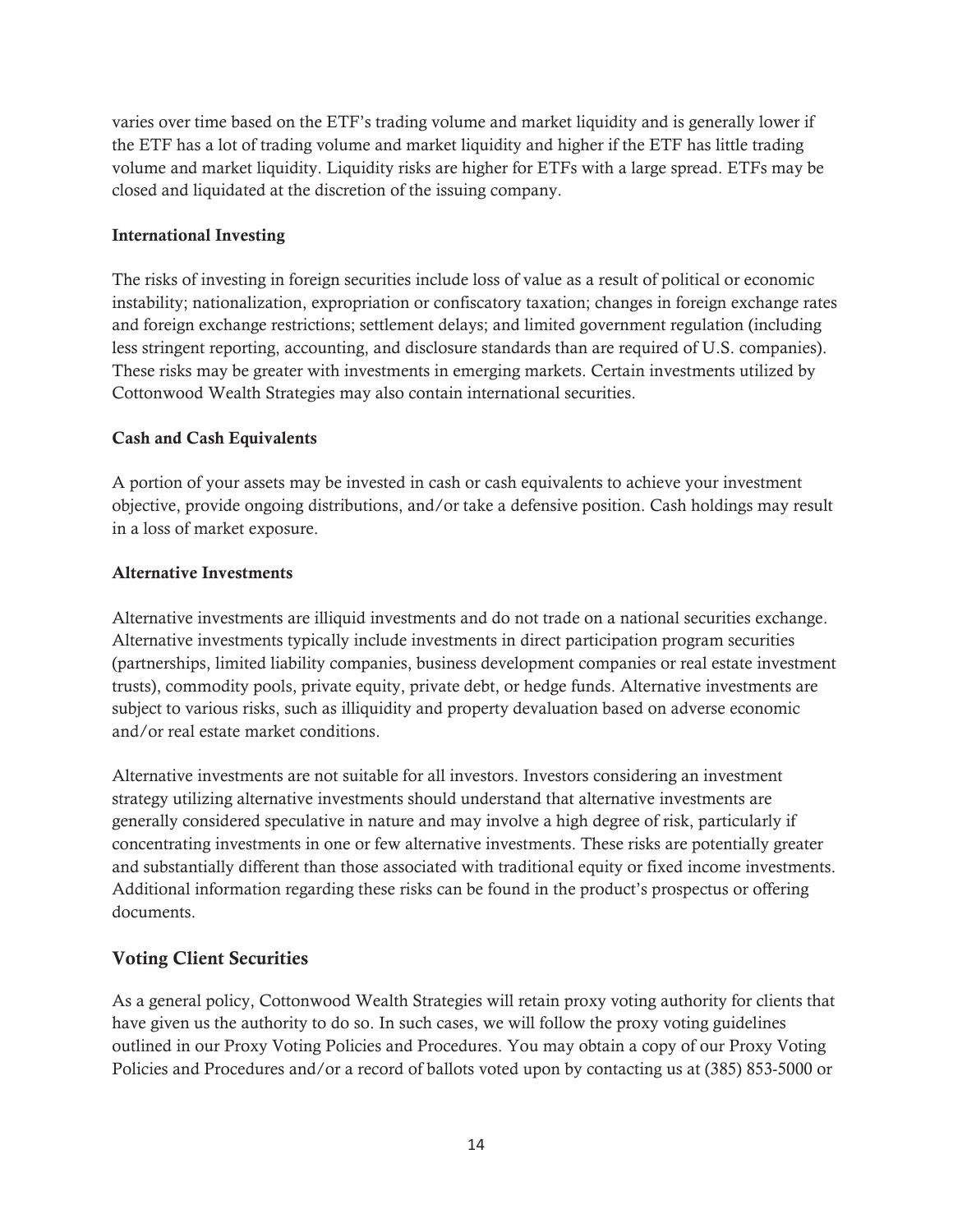varies over time based on the ETF's trading volume and market liquidity and is generally lower if the ETF has a lot of trading volume and market liquidity and higher if the ETF has little trading volume and market liquidity. Liquidity risks are higher for ETFs with a large spread. ETFs may be closed and liquidated at the discretion of the issuing company.

**International Investing**

The risks of investing in foreign securities include loss of value as a result of political or economic instability; nationalization, expropriation or confiscatory taxation; changes in foreign exchange rates and foreign exchange restrictions; settlement delays; and limited government regulation (including less stringent reporting, accounting, and disclosure standards than are required of U.S. companies). These risks may be greater with investments in emerging markets. Certain investments utilized by Cottonwood Wealth Strategies may also contain international securities.

**Cash and Cash Equivalents**

A portion of your assets may be invested in cash or cash equivalents to achieve your investment objective, provide ongoing distributions, and/or take a defensive position. Cash holdings may result in a loss of market exposure.

**Alternative Investments**

Alternative investments are illiquid investments and do not trade on a national securities exchange. Alternative investments typically include investments in direct participation program securities (partnerships, limited liability companies, business development companies or real estate investment trusts), commodity pools, private equity, private debt, or hedge funds. Alternative investments are subject to various risks, such as illiquidity and property devaluation based on adverse economic and/or real estate market conditions.

Alternative investments are not suitable for all investors. Investors considering an investment strategy utilizing alternative investments should understand that alternative investments are generally considered speculative in nature and may involve a high degree of risk, particularly if concentrating investments in one or few alternative investments. These risks are potentially greater and substantially different than those associated with traditional equity or fixed income investments. Additional information regarding these risks can be found in the product's prospectus or offering documents.

## Voting Client Securities

As a general policy, Cottonwood Wealth Strategies will retain proxy voting authority for clients that have given us the authority to do so. In such cases, we will follow the proxy voting guidelines outlined in our Proxy Voting Policies and Procedures. You may obtain a copy of our Proxy Voting Policies and Procedures and/or a record of ballots voted upon by contacting us at (385) 853-5000 or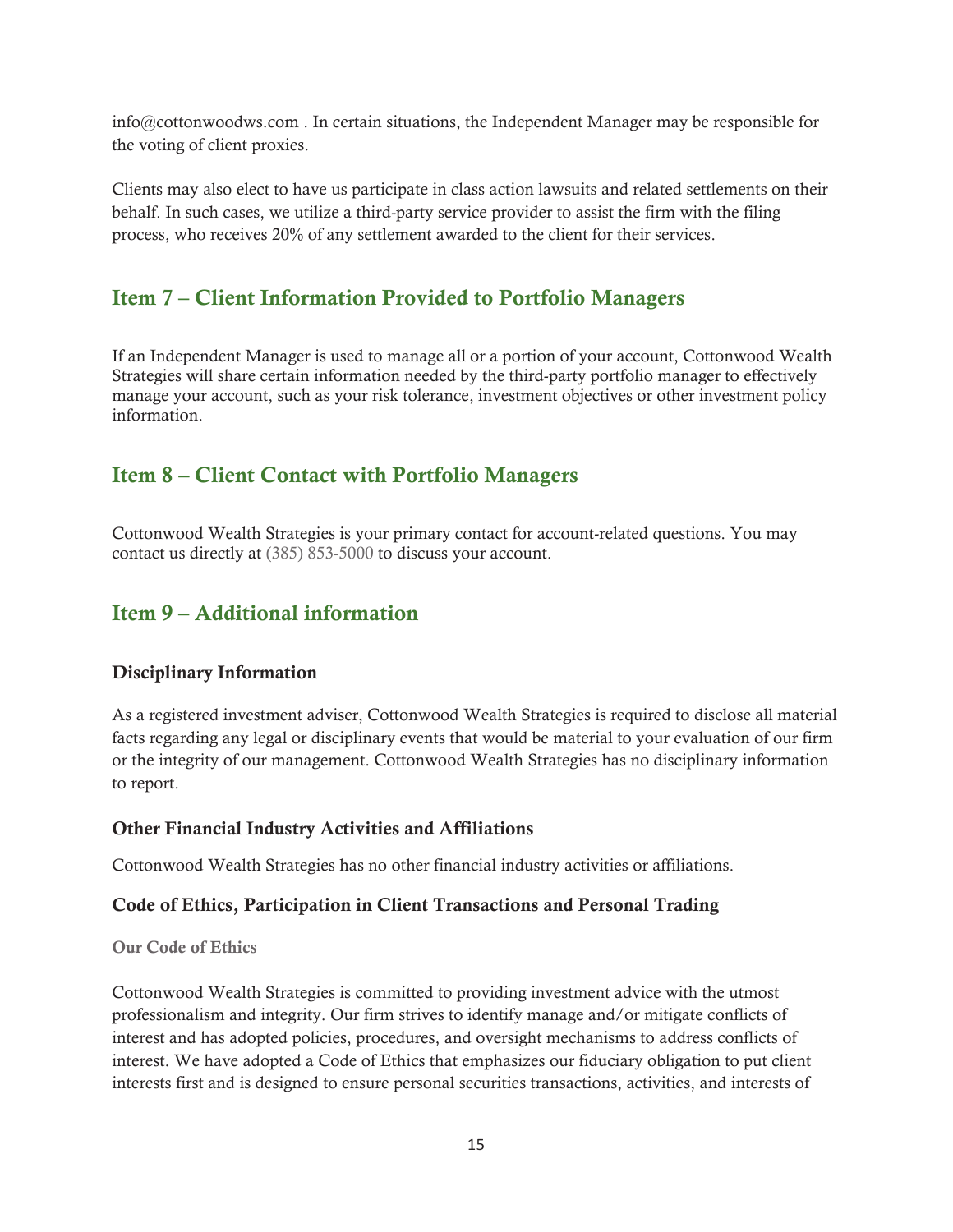info@cottonwoodws.com . In certain situations, the Independent Manager may be responsible for the voting of client proxies.

Clients may also elect to have us participate in class action lawsuits and related settlements on their behalf. In such cases, we utilize a third-party service provider to assist the firm with the filing process, who receives 20% of any settlement awarded to the client for their services.

## Item 7 – Client Information Provided to Portfolio Managers

If an Independent Manager is used to manage all or a portion of your account, Cottonwood Wealth Strategies will share certain information needed by the third-party portfolio manager to effectively manage your account, such as your risk tolerance, investment objectives or other investment policy information.

## Item 8 – Client Contact with Portfolio Managers

Cottonwood Wealth Strategies is your primary contact for account-related questions. You may contact us directly at (385) 853-5000 to discuss your account.

## Item 9 – Additional information

### Disciplinary Information

As a registered investment adviser, Cottonwood Wealth Strategies is required to disclose all material facts regarding any legal or disciplinary events that would be material to your evaluation of our firm or the integrity of our management. Cottonwood Wealth Strategies has no disciplinary information to report.

### Other Financial Industry Activities and Affiliations

Cottonwood Wealth Strategies has no other financial industry activities or affiliations.

### Code of Ethics, Participation in Client Transactions and Personal Trading

#### Our Code of Ethics

Cottonwood Wealth Strategies is committed to providing investment advice with the utmost professionalism and integrity. Our firm strives to identify manage and/or mitigate conflicts of interest and has adopted policies, procedures, and oversight mechanisms to address conflicts of interest. We have adopted a Code of Ethics that emphasizes our fiduciary obligation to put client interests first and is designed to ensure personal securities transactions, activities, and interests of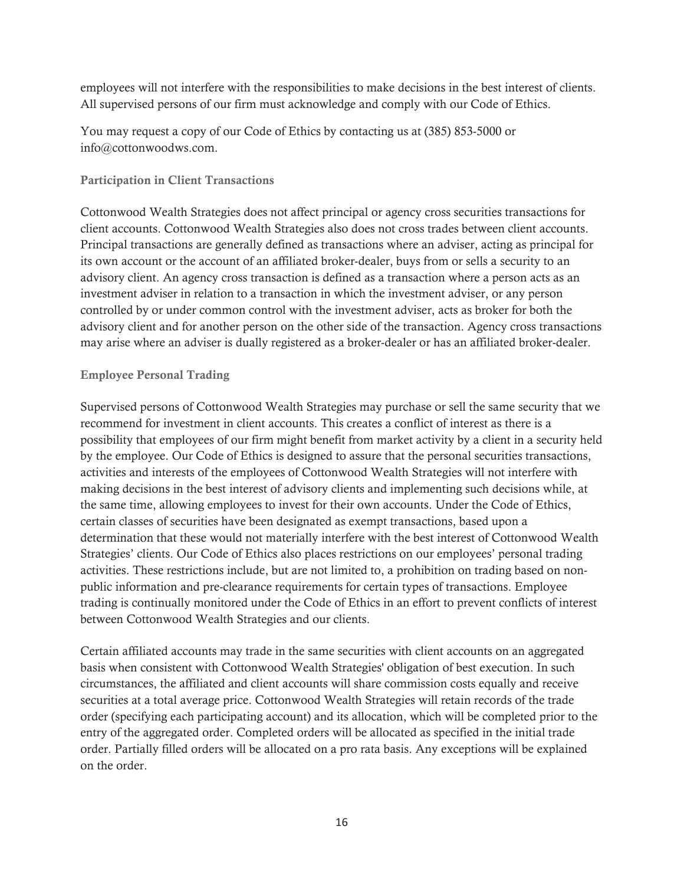employees will not interfere with the responsibilities to make decisions in the best interest of clients. All supervised persons of our firm must acknowledge and comply with our Code of Ethics.

You may request a copy of our Code of Ethics by contacting us at (385) 853-5000 or info@cottonwoodws.com.

### Participation in Client Transactions

Cottonwood Wealth Strategies does not affect principal or agency cross securities transactions for client accounts. Cottonwood Wealth Strategies also does not cross trades between client accounts. Principal transactions are generally defined as transactions where an adviser, acting as principal for its own account or the account of an affiliated broker-dealer, buys from or sells a security to an advisory client. An agency cross transaction is defined as a transaction where a person acts as an investment adviser in relation to a transaction in which the investment adviser, or any person controlled by or under common control with the investment adviser, acts as broker for both the advisory client and for another person on the other side of the transaction. Agency cross transactions may arise where an adviser is dually registered as a broker-dealer or has an affiliated broker-dealer.

### Employee Personal Trading

Supervised persons of Cottonwood Wealth Strategies may purchase or sell the same security that we recommend for investment in client accounts. This creates a conflict of interest as there is a possibility that employees of our firm might benefit from market activity by a client in a security held by the employee. Our Code of Ethics is designed to assure that the personal securities transactions, activities and interests of the employees of Cottonwood Wealth Strategies will not interfere with making decisions in the best interest of advisory clients and implementing such decisions while, at the same time, allowing employees to invest for their own accounts. Under the Code of Ethics, certain classes of securities have been designated as exempt transactions, based upon a determination that these would not materially interfere with the best interest of Cottonwood Wealth Strategies' clients. Our Code of Ethics also places restrictions on our employees' personal trading activities. These restrictions include, but are not limited to, a prohibition on trading based on non-public information and pre-clearance requirements for certain types of transactions. Employee trading is continually monitored under the Code of Ethics in an effort to prevent conflicts of interest between Cottonwood Wealth Strategies and our clients.

Certain affiliated accounts may trade in the same securities with client accounts on an aggregated basis when consistent with Cottonwood Wealth Strategies' obligation of best execution. In such circumstances, the affiliated and client accounts will share commission costs equally and receive securities at a total average price. Cottonwood Wealth Strategies will retain records of the trade order (specifying each participating account) and its allocation, which will be completed prior to the entry of the aggregated order. Completed orders will be allocated as specified in the initial trade order. Partially filled orders will be allocated on a pro rata basis. Any exceptions will be explained on the order.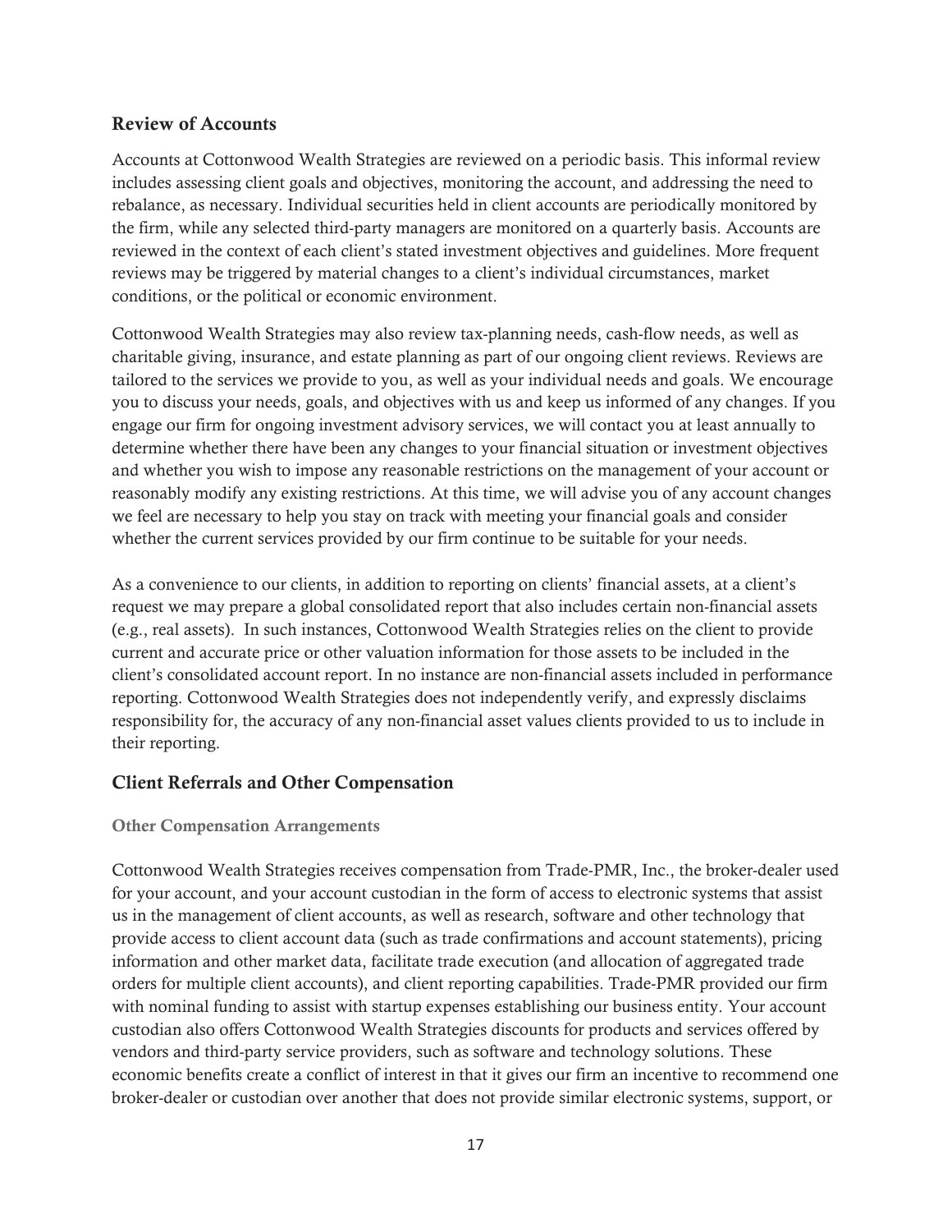## Review of Accounts

Accounts at Cottonwood Wealth Strategies are reviewed on a periodic basis. This informal review includes assessing client goals and objectives, monitoring the account, and addressing the need to rebalance, as necessary. Individual securities held in client accounts are periodically monitored by the firm, while any selected third-party managers are monitored on a quarterly basis. Accounts are reviewed in the context of each client's stated investment objectives and guidelines. More frequent reviews may be triggered by material changes to a client's individual circumstances, market conditions, or the political or economic environment.

Cottonwood Wealth Strategies may also review tax-planning needs, cash-flow needs, as well as charitable giving, insurance, and estate planning as part of our ongoing client reviews. Reviews are tailored to the services we provide to you, as well as your individual needs and goals. We encourage you to discuss your needs, goals, and objectives with us and keep us informed of any changes. If you engage our firm for ongoing investment advisory services, we will contact you at least annually to determine whether there have been any changes to your financial situation or investment objectives and whether you wish to impose any reasonable restrictions on the management of your account or reasonably modify any existing restrictions. At this time, we will advise you of any account changes we feel are necessary to help you stay on track with meeting your financial goals and consider whether the current services provided by our firm continue to be suitable for your needs.

As a convenience to our clients, in addition to reporting on clients' financial assets, at a client's request we may prepare a global consolidated report that also includes certain non-financial assets (e.g., real assets). In such instances, Cottonwood Wealth Strategies relies on the client to provide current and accurate price or other valuation information for those assets to be included in the client's consolidated account report. In no instance are non-financial assets included in performance reporting. Cottonwood Wealth Strategies does not independently verify, and expressly disclaims responsibility for, the accuracy of any non-financial asset values clients provided to us to include in their reporting.

## Client Referrals and Other Compensation

### Other Compensation Arrangements

Cottonwood Wealth Strategies receives compensation from Trade-PMR, Inc., the broker-dealer used for your account, and your account custodian in the form of access to electronic systems that assist us in the management of client accounts, as well as research, software and other technology that provide access to client account data (such as trade confirmations and account statements), pricing information and other market data, facilitate trade execution (and allocation of aggregated trade orders for multiple client accounts), and client reporting capabilities. Trade-PMR provided our firm with nominal funding to assist with startup expenses establishing our business entity. Your account custodian also offers Cottonwood Wealth Strategies discounts for products and services offered by vendors and third-party service providers, such as software and technology solutions. These economic benefits create a conflict of interest in that it gives our firm an incentive to recommend one broker-dealer or custodian over another that does not provide similar electronic systems, support, or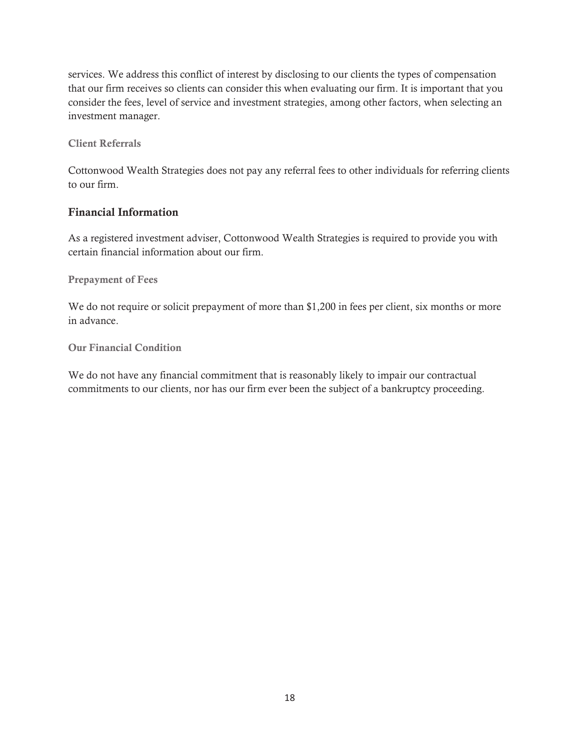services. We address this conflict of interest by disclosing to our clients the types of compensation that our firm receives so clients can consider this when evaluating our firm. It is important that you consider the fees, level of service and investment strategies, among other factors, when selecting an investment manager.

### Client Referrals

Cottonwood Wealth Strategies does not pay any referral fees to other individuals for referring clients to our firm.

## Financial Information

As a registered investment adviser, Cottonwood Wealth Strategies is required to provide you with certain financial information about our firm.

### Prepayment of Fees

We do not require or solicit prepayment of more than $1,200 in fees per client, six months or more in advance.

### Our Financial Condition

We do not have any financial commitment that is reasonably likely to impair our contractual commitments to our clients, nor has our firm ever been the subject of a bankruptcy proceeding.